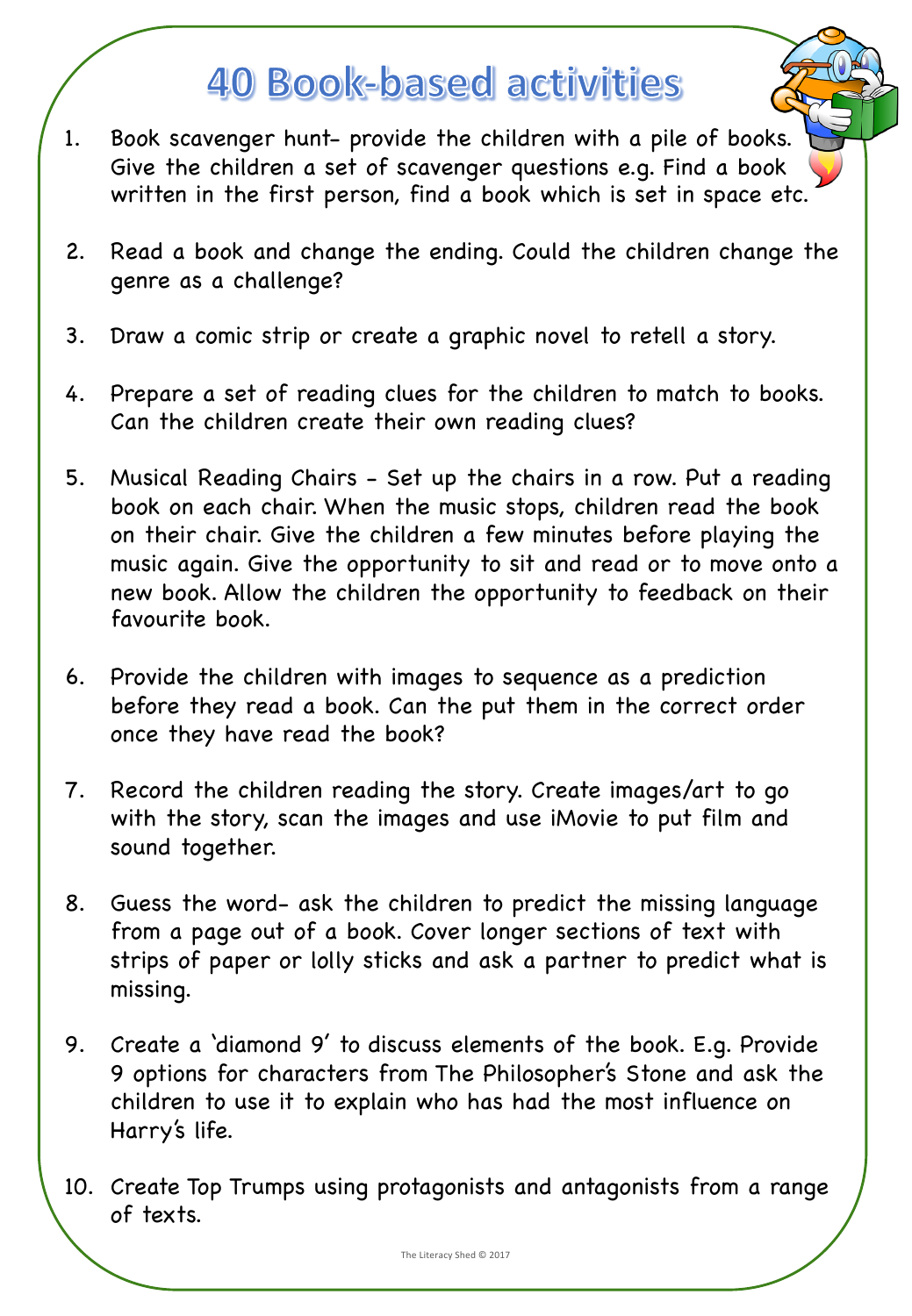# 40 Book-based activities

1. Book scavenger hunt- provide the children with a pile of books. Give the children a set of scavenger questions e.g. Find a book written in the first person, find a book which is set in space etc.

2. Read a book and change the ending. Could the children change the genre as a challenge?

3. Draw a comic strip or create a graphic novel to retell a story.

4. Prepare a set of reading clues for the children to match to books. Can the children create their own reading clues?

5. Musical Reading Chairs - Set up the chairs in a row. Put a reading book on each chair. When the music stops, children read the book on their chair. Give the children a few minutes before playing the music again. Give the opportunity to sit and read or to move onto a new book. Allow the children the opportunity to feedback on their favourite book.

6. Provide the children with images to sequence as a prediction before they read a book. Can the put them in the correct order once they have read the book?

7. Record the children reading the story. Create images/art to go with the story, scan the images and use iMovie to put film and sound together.

8. Guess the word- ask the children to predict the missing language from a page out of a book. Cover longer sections of text with strips of paper or lolly sticks and ask a partner to predict what is missing.

9. Create a 'diamond 9' to discuss elements of the book. E.g. Provide 9 options for characters from The Philosopher's Stone and ask the children to use it to explain who has had the most influence on Harry's life.

10. Create Top Trumps using protagonists and antagonists from a range of texts.

The Literacy Shed © 2017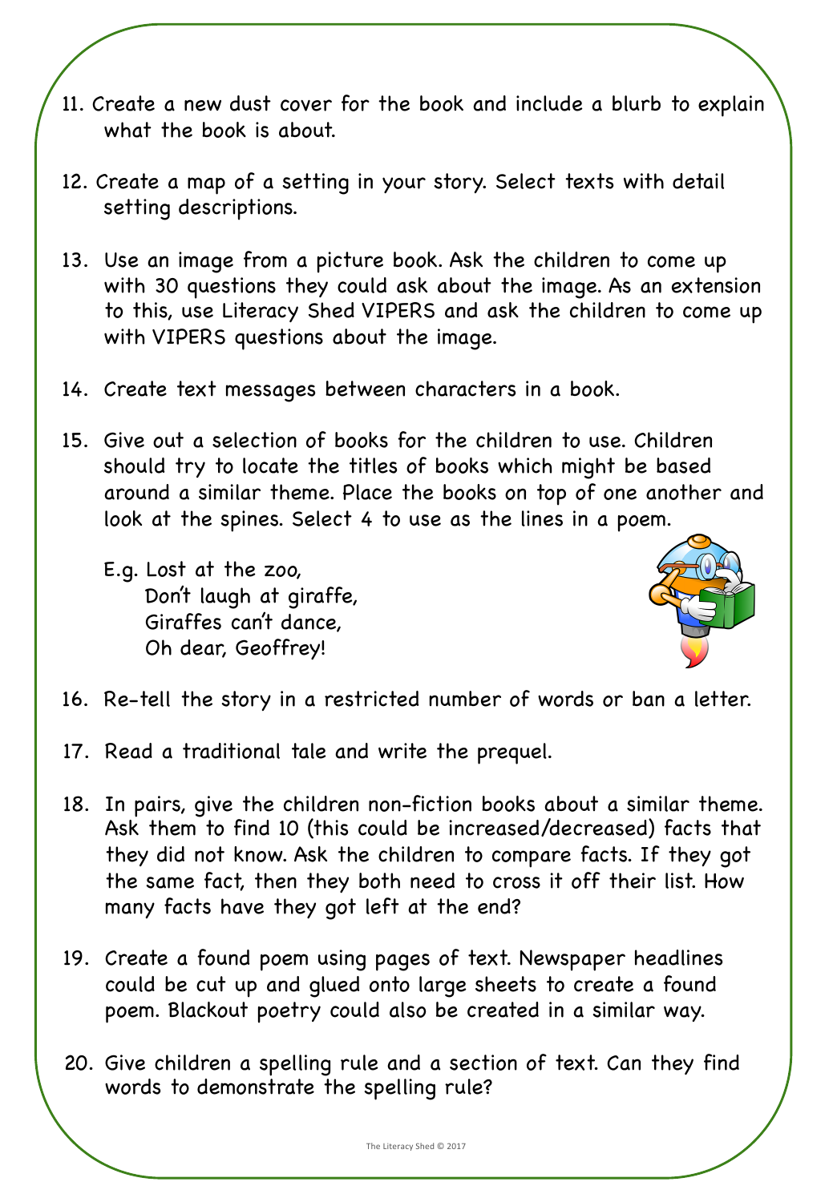11. Create a new dust cover for the book and include a blurb to explain what the book is about.

12. Create a map of a setting in your story. Select texts with detail setting descriptions.

13. Use an image from a picture book. Ask the children to come up with 30 questions they could ask about the image. As an extension to this, use Literacy Shed VIPERS and ask the children to come up with VIPERS questions about the image.

14. Create text messages between characters in a book.

15. Give out a selection of books for the children to use. Children should try to locate the titles of books which might be based around a similar theme. Place the books on top of one another and look at the spines. Select 4 to use as the lines in a poem.

    E.g. Lost at the zoo,
    Don't laugh at giraffe,
    Giraffes can't dance,
    Oh dear, Geoffrey!

16. Re-tell the story in a restricted number of words or ban a letter.

17. Read a traditional tale and write the prequel.

18. In pairs, give the children non-fiction books about a similar theme. Ask them to find 10 (this could be increased/decreased) facts that they did not know. Ask the children to compare facts. If they got the same fact, then they both need to cross it off their list. How many facts have they got left at the end?

19. Create a found poem using pages of text. Newspaper headlines could be cut up and glued onto large sheets to create a found poem. Blackout poetry could also be created in a similar way.

20. Give children a spelling rule and a section of text. Can they find words to demonstrate the spelling rule?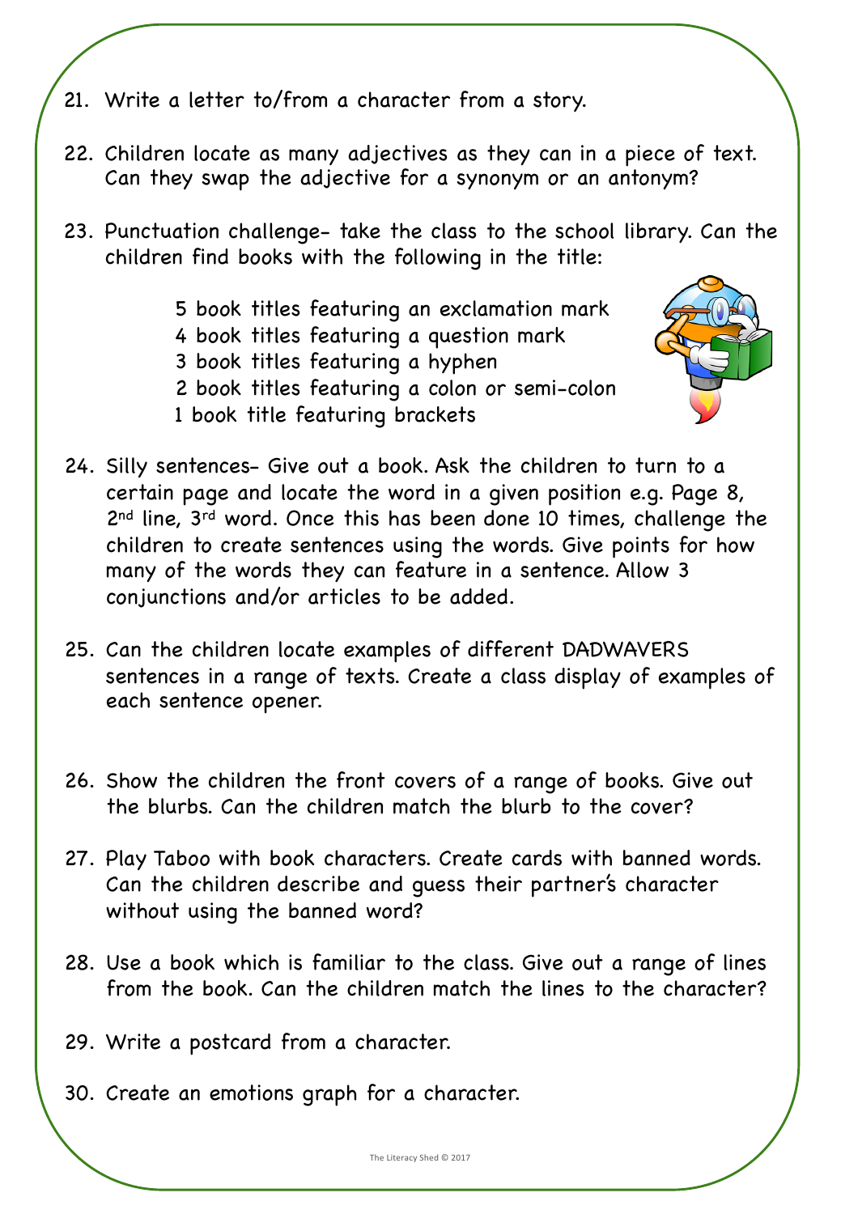21. Write a letter to/from a character from a story.

22. Children locate as many adjectives as they can in a piece of text. Can they swap the adjective for a synonym or an antonym?

23. Punctuation challenge- take the class to the school library. Can the children find books with the following in the title:

    5 book titles featuring an exclamation mark
    4 book titles featuring a question mark
    3 book titles featuring a hyphen
    2 book titles featuring a colon or semi-colon
    1 book title featuring brackets

24. Silly sentences- Give out a book. Ask the children to turn to a certain page and locate the word in a given position e.g. Page 8, 2nd line, 3rd word. Once this has been done 10 times, challenge the children to create sentences using the words. Give points for how many of the words they can feature in a sentence. Allow 3 conjunctions and/or articles to be added.

25. Can the children locate examples of different DADWAVERS sentences in a range of texts. Create a class display of examples of each sentence opener.

26. Show the children the front covers of a range of books. Give out the blurbs. Can the children match the blurb to the cover?

27. Play Taboo with book characters. Create cards with banned words. Can the children describe and guess their partner's character without using the banned word?

28. Use a book which is familiar to the class. Give out a range of lines from the book. Can the children match the lines to the character?

29. Write a postcard from a character.

30. Create an emotions graph for a character.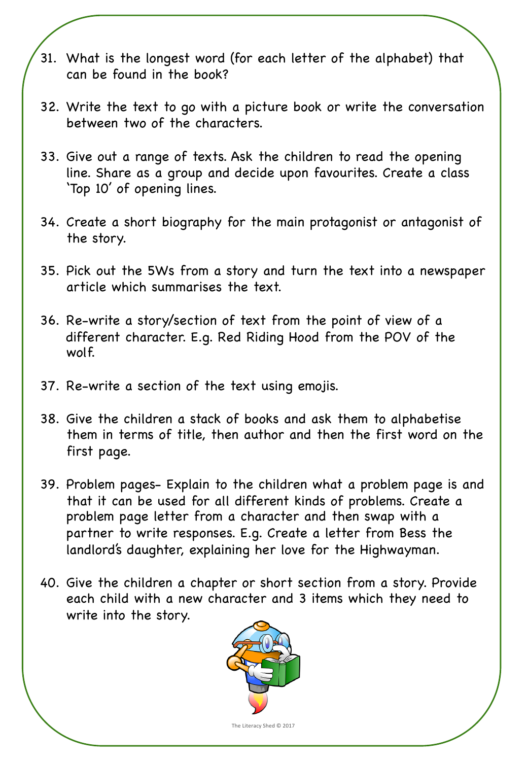31. What is the longest word (for each letter of the alphabet) that can be found in the book?

32. Write the text to go with a picture book or write the conversation between two of the characters.

33. Give out a range of texts. Ask the children to read the opening line. Share as a group and decide upon favourites. Create a class 'Top 10' of opening lines.

34. Create a short biography for the main protagonist or antagonist of the story.

35. Pick out the 5Ws from a story and turn the text into a newspaper article which summarises the text.

36. Re-write a story/section of text from the point of view of a different character. E.g. Red Riding Hood from the POV of the wolf.

37. Re-write a section of the text using emojis.

38. Give the children a stack of books and ask them to alphabetise them in terms of title, then author and then the first word on the first page.

39. Problem pages- Explain to the children what a problem page is and that it can be used for all different kinds of problems. Create a problem page letter from a character and then swap with a partner to write responses. E.g. Create a letter from Bess the landlord's daughter, explaining her love for the Highwayman.

40. Give the children a chapter or short section from a story. Provide each child with a new character and 3 items which they need to write into the story.

The Literacy Shed © 2017